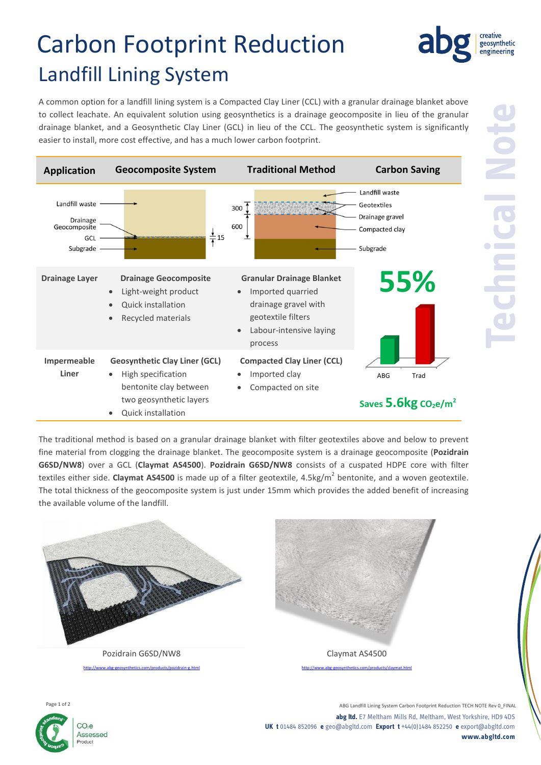# Carbon Footprint Reduction

## Landfill Lining System

A common option for a landfill lining system is a Compacted Clay Liner (CCL) with a granular drainage blanket above to collect leachate. An equivalent solution using geosynthetics is a drainage geocomposite in lieu of the granular drainage blanket, and a Geosynthetic Clay Liner (GCL) in lieu of the CCL. The geosynthetic system is significantly easier to install, more cost effective, and has a much lower carbon footprint.

| Application | Geocomposite System | Traditional Method | Carbon Saving |
|---|---|---|---|
| | Landfill waste; Drainage Geocomposite; GCL; Subgrade (15) | Landfill waste; Geotextiles; Drainage gravel (300); Compacted clay (600); Subgrade | |
| **Drainage Layer** | **Drainage Geocomposite** <br>• Light-weight product <br>• Quick installation <br>• Recycled materials | **Granular Drainage Blanket** <br>• Imported quarried drainage gravel with geotextile filters <br>• Labour-intensive laying process | **55%** <br>ABG / Trad |
| **Impermeable Liner** | **Geosynthetic Clay Liner (GCL)** <br>• High specification bentonite clay between two geosynthetic layers <br>• Quick installation | **Compacted Clay Liner (CCL)** <br>• Imported clay <br>• Compacted on site | Saves **5.6kg** $CO_2e/m^2$ |

The traditional method is based on a granular drainage blanket with filter geotextiles above and below to prevent fine material from clogging the drainage blanket. The geocomposite system is a drainage geocomposite (**Pozidrain G6SD/NW8**) over a GCL (**Claymat AS4500**). **Pozidrain G6SD/NW8** consists of a cuspated HDPE core with filter textiles either side. **Claymat AS4500** is made up of a filter geotextile, 4.5kg/m$^2$ bentonite, and a woven geotextile. The total thickness of the geocomposite system is just under 15mm which provides the added benefit of increasing the available volume of the landfill.

Pozidrain G6SD/NW8

http://www.abg-geosynthetics.com/products/pozidrain-g.html

Claymat AS4500

http://www.abg-geosynthetics.com/products/claymat.html

ABG Landfill Lining System Carbon Footprint Reduction TECH NOTE Rev 0_FINAL

**abg ltd.** E7 Meltham Mills Rd, Meltham, West Yorkshire, HD9 4DS
**UK t** 01484 852096 **e** geo@abgltd.com **Export t** +44(0)1484 852250 **e** export@abgltd.com
**www.abgltd.com**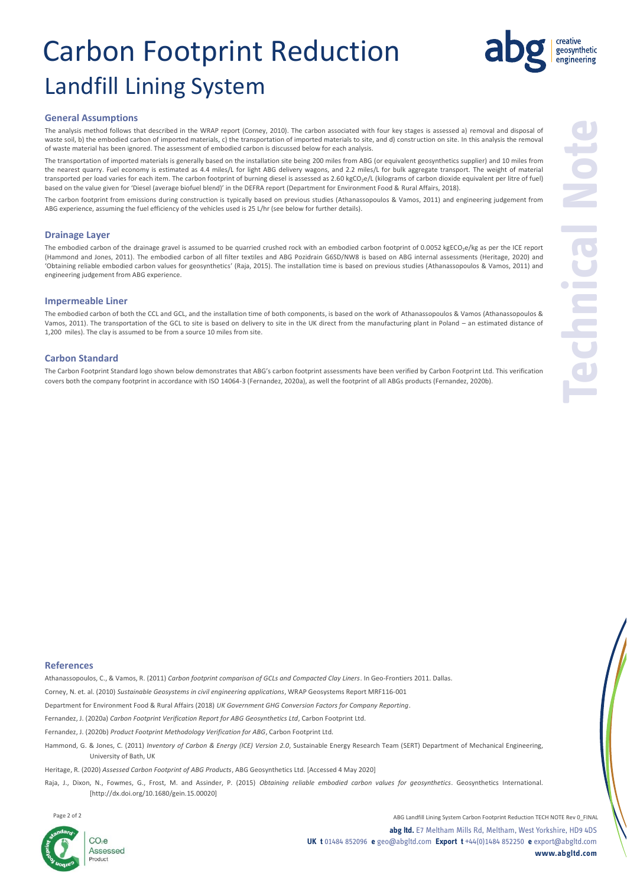# Carbon Footprint Reduction

## Landfill Lining System

### General Assumptions

The analysis method follows that described in the WRAP report (Corney, 2010). The carbon associated with four key stages is assessed a) removal and disposal of waste soil, b) the embodied carbon of imported materials, c) the transportation of imported materials to site, and d) construction on site. In this analysis the removal of waste material has been ignored. The assessment of embodied carbon is discussed below for each analysis.

The transportation of imported materials is generally based on the installation site being 200 miles from ABG (or equivalent geosynthetics supplier) and 10 miles from the nearest quarry. Fuel economy is estimated as 4.4 miles/L for light ABG delivery wagons, and 2.2 miles/L for bulk aggregate transport. The weight of material transported per load varies for each item. The carbon footprint of burning diesel is assessed as 2.60 kg$CO_2$e/L (kilograms of carbon dioxide equivalent per litre of fuel) based on the value given for 'Diesel (average biofuel blend)' in the DEFRA report (Department for Environment Food & Rural Affairs, 2018).

The carbon footprint from emissions during construction is typically based on previous studies (Athanassopoulos & Vamos, 2011) and engineering judgement from ABG experience, assuming the fuel efficiency of the vehicles used is 25 L/hr (see below for further details).

### Drainage Layer

The embodied carbon of the drainage gravel is assumed to be quarried crushed rock with an embodied carbon footprint of 0.0052 kgE$CO_2$e/kg as per the ICE report (Hammond and Jones, 2011). The embodied carbon of all filter textiles and ABG Pozidrain G6SD/NW8 is based on ABG internal assessments (Heritage, 2020) and 'Obtaining reliable embodied carbon values for geosynthetics' (Raja, 2015). The installation time is based on previous studies (Athanassopoulos & Vamos, 2011) and engineering judgement from ABG experience.

### Impermeable Liner

The embodied carbon of both the CCL and GCL, and the installation time of both components, is based on the work of Athanassopoulos & Vamos (Athanassopoulos & Vamos, 2011). The transportation of the GCL to site is based on delivery to site in the UK direct from the manufacturing plant in Poland – an estimated distance of 1,200 miles). The clay is assumed to be from a source 10 miles from site.

### Carbon Standard

The Carbon Footprint Standard logo shown below demonstrates that ABG's carbon footprint assessments have been verified by Carbon Footprint Ltd. This verification covers both the company footprint in accordance with ISO 14064-3 (Fernandez, 2020a), as well the footprint of all ABGs products (Fernandez, 2020b).

### References

Athanassopoulos, C., & Vamos, R. (2011) *Carbon footprint comparison of GCLs and Compacted Clay Liners*. In Geo-Frontiers 2011. Dallas.

Corney, N. et. al. (2010) *Sustainable Geosystems in civil engineering applications*, WRAP Geosystems Report MRF116-001

Department for Environment Food & Rural Affairs (2018) *UK Government GHG Conversion Factors for Company Reporting*.

Fernandez, J. (2020a) *Carbon Footprint Verification Report for ABG Geosynthetics Ltd*, Carbon Footprint Ltd.

Fernandez, J. (2020b) *Product Footprint Methodology Verification for ABG*, Carbon Footprint Ltd.

Hammond, G. & Jones, C. (2011) *Inventory of Carbon & Energy (ICE) Version 2.0*, Sustainable Energy Research Team (SERT) Department of Mechanical Engineering, University of Bath, UK

Heritage, R. (2020) *Assessed Carbon Footprint of ABG Products*, ABG Geosynthetics Ltd. [Accessed 4 May 2020]

Raja, J., Dixon, N., Fowmes, G., Frost, M. and Assinder, P. (2015) *Obtaining reliable embodied carbon values for geosynthetics*. Geosynthetics International. [http://dx.doi.org/10.1680/gein.15.00020]

ABG Landfill Lining System Carbon Footprint Reduction TECH NOTE Rev 0_FINAL

**abg ltd.** E7 Meltham Mills Rd, Meltham, West Yorkshire, HD9 4DS
**UK t** 01484 852096 **e** geo@abgltd.com **Export t** +44(0)1484 852250 **e** export@abgltd.com
**www.abgltd.com**